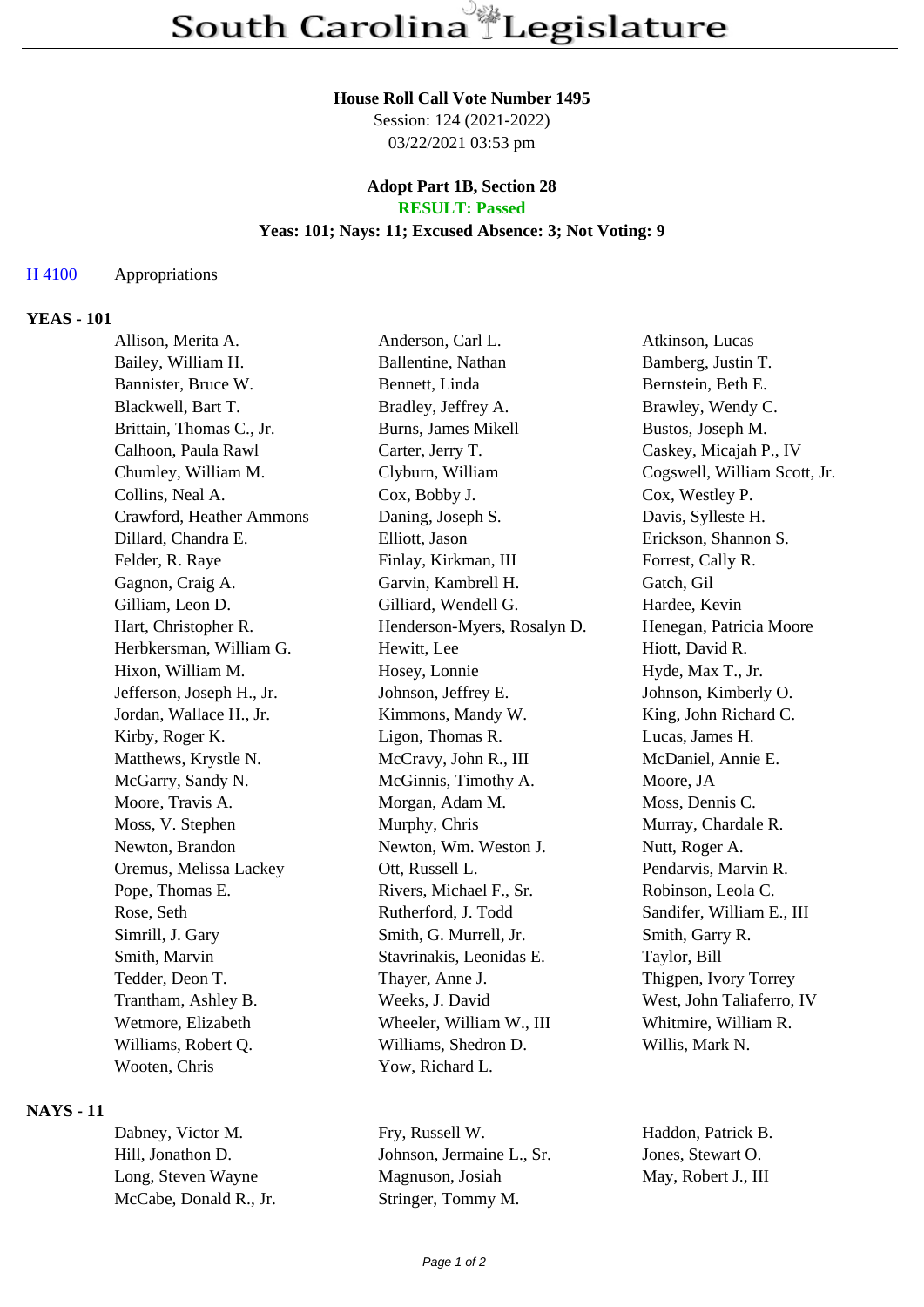# South Carolina Legislature

**House Roll Call Vote Number 1495**
Session: 124 (2021-2022)
03/22/2021 03:53 pm

**Adopt Part 1B, Section 28**
**RESULT: Passed**
**Yeas: 101; Nays: 11; Excused Absence: 3; Not Voting: 9**

H 4100 Appropriations

## YEAS - 101

| | | |
|---|---|---|
| Allison, Merita A. | Anderson, Carl L. | Atkinson, Lucas |
| Bailey, William H. | Ballentine, Nathan | Bamberg, Justin T. |
| Bannister, Bruce W. | Bennett, Linda | Bernstein, Beth E. |
| Blackwell, Bart T. | Bradley, Jeffrey A. | Brawley, Wendy C. |
| Brittain, Thomas C., Jr. | Burns, James Mikell | Bustos, Joseph M. |
| Calhoon, Paula Rawl | Carter, Jerry T. | Caskey, Micajah P., IV |
| Chumley, William M. | Clyburn, William | Cogswell, William Scott, Jr. |
| Collins, Neal A. | Cox, Bobby J. | Cox, Westley P. |
| Crawford, Heather Ammons | Daning, Joseph S. | Davis, Sylleste H. |
| Dillard, Chandra E. | Elliott, Jason | Erickson, Shannon S. |
| Felder, R. Raye | Finlay, Kirkman, III | Forrest, Cally R. |
| Gagnon, Craig A. | Garvin, Kambrell H. | Gatch, Gil |
| Gilliam, Leon D. | Gilliard, Wendell G. | Hardee, Kevin |
| Hart, Christopher R. | Henderson-Myers, Rosalyn D. | Henegan, Patricia Moore |
| Herbkersman, William G. | Hewitt, Lee | Hiott, David R. |
| Hixon, William M. | Hosey, Lonnie | Hyde, Max T., Jr. |
| Jefferson, Joseph H., Jr. | Johnson, Jeffrey E. | Johnson, Kimberly O. |
| Jordan, Wallace H., Jr. | Kimmons, Mandy W. | King, John Richard C. |
| Kirby, Roger K. | Ligon, Thomas R. | Lucas, James H. |
| Matthews, Krystle N. | McCravy, John R., III | McDaniel, Annie E. |
| McGarry, Sandy N. | McGinnis, Timothy A. | Moore, JA |
| Moore, Travis A. | Morgan, Adam M. | Moss, Dennis C. |
| Moss, V. Stephen | Murphy, Chris | Murray, Chardale R. |
| Newton, Brandon | Newton, Wm. Weston J. | Nutt, Roger A. |
| Oremus, Melissa Lackey | Ott, Russell L. | Pendarvis, Marvin R. |
| Pope, Thomas E. | Rivers, Michael F., Sr. | Robinson, Leola C. |
| Rose, Seth | Rutherford, J. Todd | Sandifer, William E., III |
| Simrill, J. Gary | Smith, G. Murrell, Jr. | Smith, Garry R. |
| Smith, Marvin | Stavrinakis, Leonidas E. | Taylor, Bill |
| Tedder, Deon T. | Thayer, Anne J. | Thigpen, Ivory Torrey |
| Trantham, Ashley B. | Weeks, J. David | West, John Taliaferro, IV |
| Wetmore, Elizabeth | Wheeler, William W., III | Whitmire, William R. |
| Williams, Robert Q. | Williams, Shedron D. | Willis, Mark N. |
| Wooten, Chris | Yow, Richard L. | |

## NAYS - 11

| | | |
|---|---|---|
| Dabney, Victor M. | Fry, Russell W. | Haddon, Patrick B. |
| Hill, Jonathon D. | Johnson, Jermaine L., Sr. | Jones, Stewart O. |
| Long, Steven Wayne | Magnuson, Josiah | May, Robert J., III |
| McCabe, Donald R., Jr. | Stringer, Tommy M. | |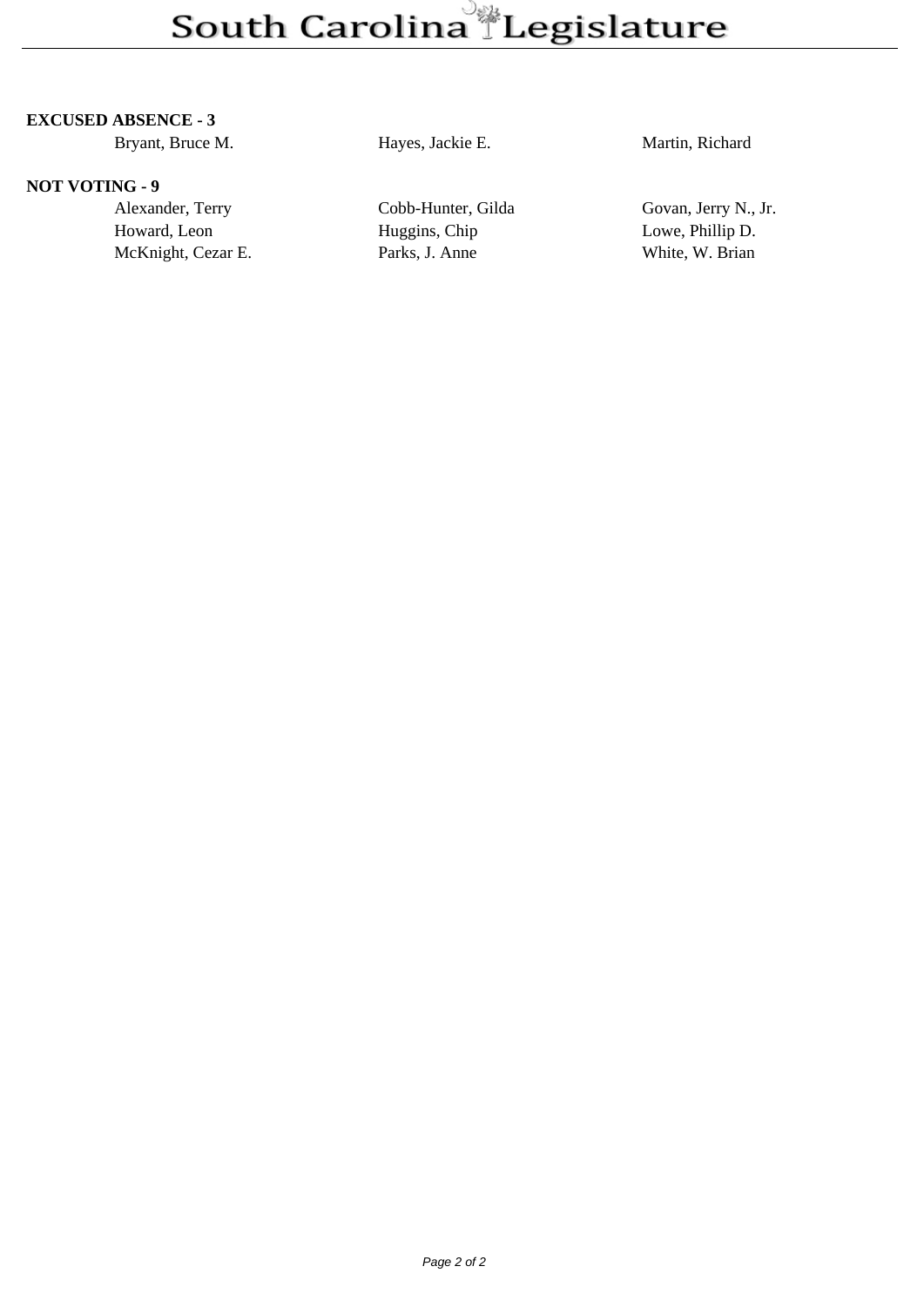**EXCUSED ABSENCE - 3**

| | | |
|---|---|---|
| Bryant, Bruce M. | Hayes, Jackie E. | Martin, Richard |

**NOT VOTING - 9**

| | | |
|---|---|---|
| Alexander, Terry | Cobb-Hunter, Gilda | Govan, Jerry N., Jr. |
| Howard, Leon | Huggins, Chip | Lowe, Phillip D. |
| McKnight, Cezar E. | Parks, J. Anne | White, W. Brian |